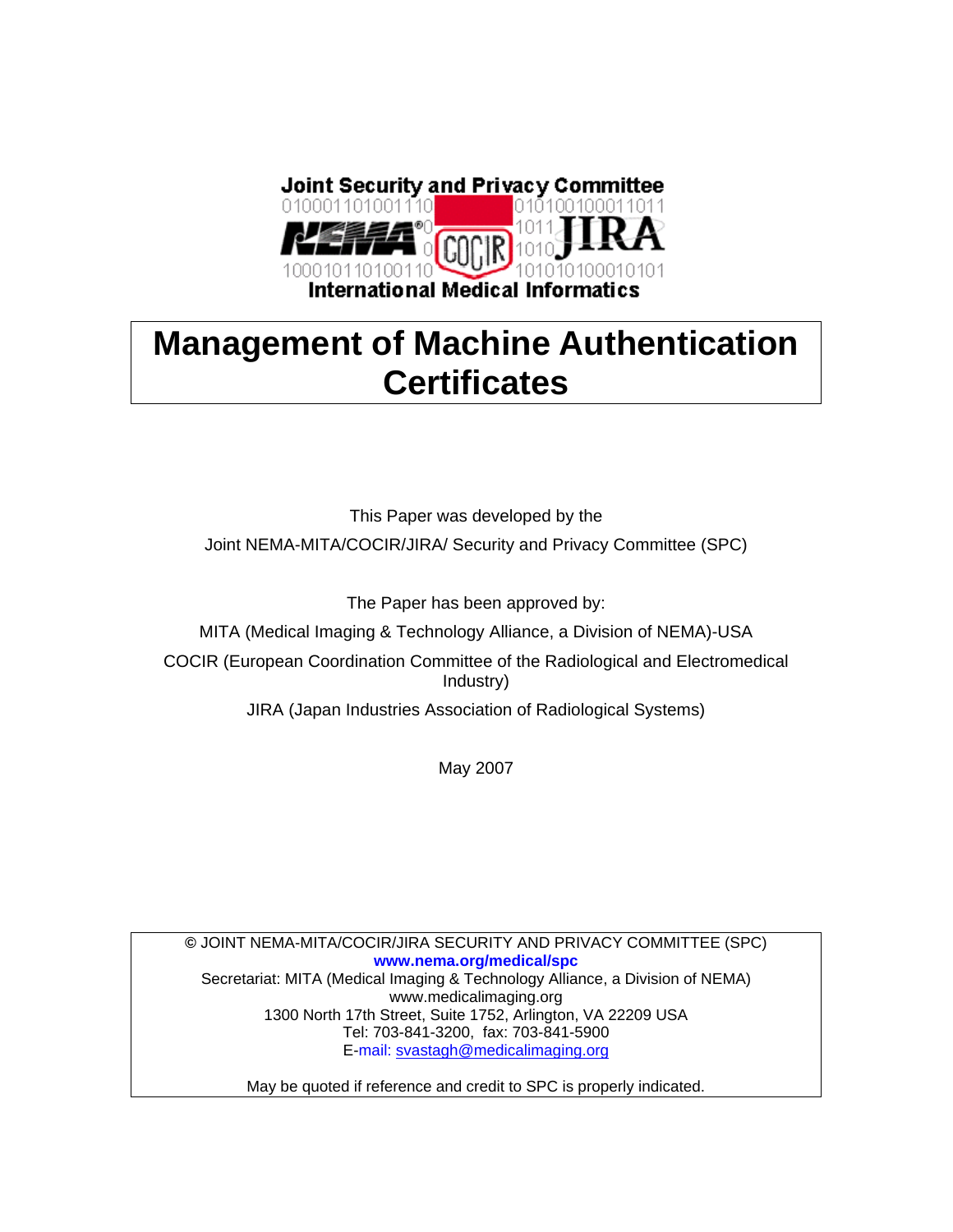Joint Security and Privacy Committee

International Medical Informatics

# Management of Machine Authentication Certificates

This Paper was developed by the

Joint NEMA-MITA/COCIR/JIRA/ Security and Privacy Committee (SPC)

The Paper has been approved by:

MITA (Medical Imaging & Technology Alliance, a Division of NEMA)-USA

COCIR (European Coordination Committee of the Radiological and Electromedical Industry)

JIRA (Japan Industries Association of Radiological Systems)

May 2007

© JOINT NEMA-MITA/COCIR/JIRA SECURITY AND PRIVACY COMMITTEE (SPC)
**www.nema.org/medical/spc**
Secretariat: MITA (Medical Imaging & Technology Alliance, a Division of NEMA)
www.medicalimaging.org
1300 North 17th Street, Suite 1752, Arlington, VA 22209 USA
Tel: 703-841-3200, fax: 703-841-5900
E-mail: svastagh@medicalimaging.org

May be quoted if reference and credit to SPC is properly indicated.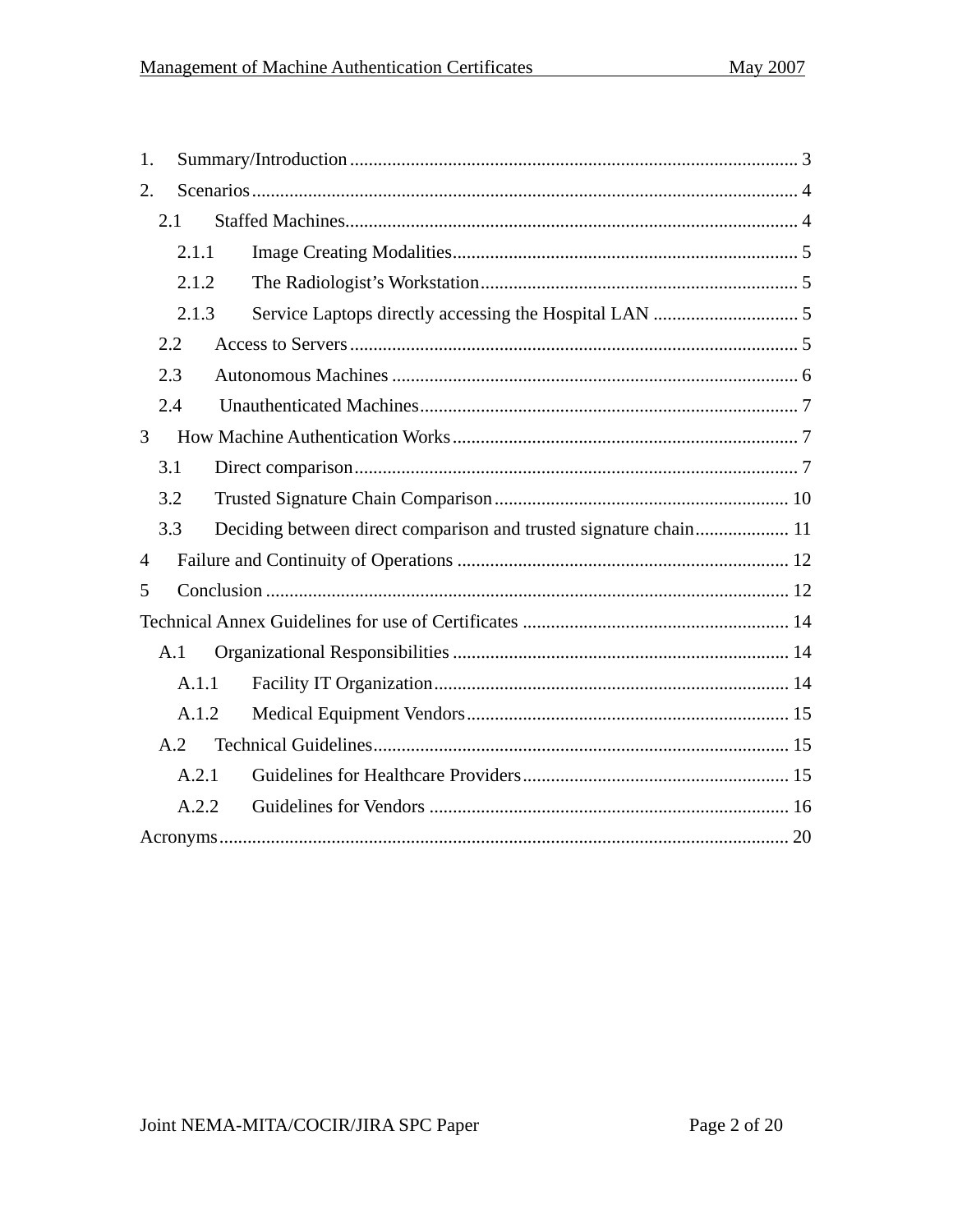1. Summary/Introduction ............................................................................................... 3
2. Scenarios .................................................................................................................... 4
    2.1 Staffed Machines................................................................................................ 4
        2.1.1 Image Creating Modalities......................................................................... 5
        2.1.2 The Radiologist’s Workstation................................................................... 5
        2.1.3 Service Laptops directly accessing the Hospital LAN ............................... 5
    2.2 Access to Servers ............................................................................................... 5
    2.3 Autonomous Machines ...................................................................................... 6
    2.4 Unauthenticated Machines................................................................................ 7
3 How Machine Authentication Works ......................................................................... 7
    3.1 Direct comparison.............................................................................................. 7
    3.2 Trusted Signature Chain Comparison .............................................................. 10
    3.3 Deciding between direct comparison and trusted signature chain.................... 11
4 Failure and Continuity of Operations ...................................................................... 12
5 Conclusion ............................................................................................................... 12
Technical Annex Guidelines for use of Certificates ......................................................... 14
    A.1 Organizational Responsibilities ....................................................................... 14
        A.1.1 Facility IT Organization........................................................................... 14
        A.1.2 Medical Equipment Vendors.................................................................... 15
    A.2 Technical Guidelines........................................................................................ 15
        A.2.1 Guidelines for Healthcare Providers......................................................... 15
        A.2.2 Guidelines for Vendors ............................................................................ 16
Acronyms......................................................................................................................... 20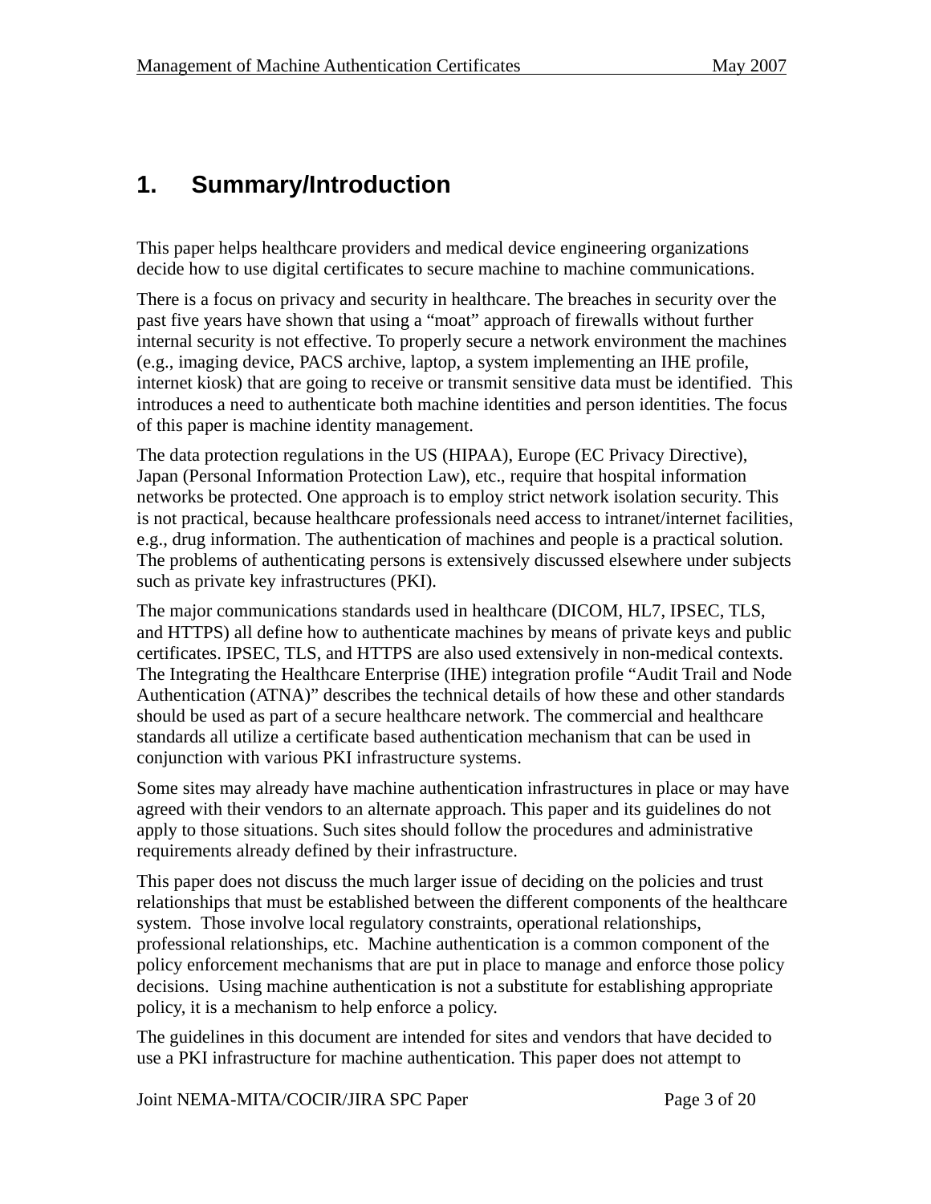# 1. Summary/Introduction

This paper helps healthcare providers and medical device engineering organizations decide how to use digital certificates to secure machine to machine communications.

There is a focus on privacy and security in healthcare. The breaches in security over the past five years have shown that using a "moat" approach of firewalls without further internal security is not effective. To properly secure a network environment the machines (e.g., imaging device, PACS archive, laptop, a system implementing an IHE profile, internet kiosk) that are going to receive or transmit sensitive data must be identified. This introduces a need to authenticate both machine identities and person identities. The focus of this paper is machine identity management.

The data protection regulations in the US (HIPAA), Europe (EC Privacy Directive), Japan (Personal Information Protection Law), etc., require that hospital information networks be protected. One approach is to employ strict network isolation security. This is not practical, because healthcare professionals need access to intranet/internet facilities, e.g., drug information. The authentication of machines and people is a practical solution. The problems of authenticating persons is extensively discussed elsewhere under subjects such as private key infrastructures (PKI).

The major communications standards used in healthcare (DICOM, HL7, IPSEC, TLS, and HTTPS) all define how to authenticate machines by means of private keys and public certificates. IPSEC, TLS, and HTTPS are also used extensively in non-medical contexts. The Integrating the Healthcare Enterprise (IHE) integration profile "Audit Trail and Node Authentication (ATNA)" describes the technical details of how these and other standards should be used as part of a secure healthcare network. The commercial and healthcare standards all utilize a certificate based authentication mechanism that can be used in conjunction with various PKI infrastructure systems.

Some sites may already have machine authentication infrastructures in place or may have agreed with their vendors to an alternate approach. This paper and its guidelines do not apply to those situations. Such sites should follow the procedures and administrative requirements already defined by their infrastructure.

This paper does not discuss the much larger issue of deciding on the policies and trust relationships that must be established between the different components of the healthcare system. Those involve local regulatory constraints, operational relationships, professional relationships, etc. Machine authentication is a common component of the policy enforcement mechanisms that are put in place to manage and enforce those policy decisions. Using machine authentication is not a substitute for establishing appropriate policy, it is a mechanism to help enforce a policy.

The guidelines in this document are intended for sites and vendors that have decided to use a PKI infrastructure for machine authentication. This paper does not attempt to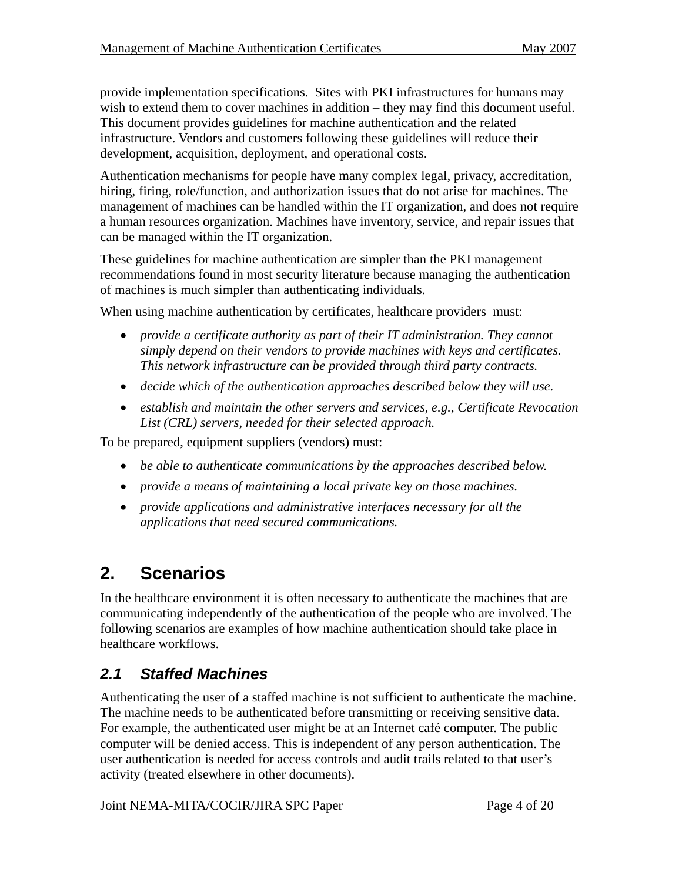provide implementation specifications. Sites with PKI infrastructures for humans may wish to extend them to cover machines in addition – they may find this document useful. This document provides guidelines for machine authentication and the related infrastructure. Vendors and customers following these guidelines will reduce their development, acquisition, deployment, and operational costs.

Authentication mechanisms for people have many complex legal, privacy, accreditation, hiring, firing, role/function, and authorization issues that do not arise for machines. The management of machines can be handled within the IT organization, and does not require a human resources organization. Machines have inventory, service, and repair issues that can be managed within the IT organization.

These guidelines for machine authentication are simpler than the PKI management recommendations found in most security literature because managing the authentication of machines is much simpler than authenticating individuals.

When using machine authentication by certificates, healthcare providers must:

- *provide a certificate authority as part of their IT administration. They cannot simply depend on their vendors to provide machines with keys and certificates. This network infrastructure can be provided through third party contracts.*
- *decide which of the authentication approaches described below they will use.*
- *establish and maintain the other servers and services, e.g., Certificate Revocation List (CRL) servers, needed for their selected approach.*

To be prepared, equipment suppliers (vendors) must:

- *be able to authenticate communications by the approaches described below.*
- *provide a means of maintaining a local private key on those machines.*
- *provide applications and administrative interfaces necessary for all the applications that need secured communications.*

# 2. Scenarios

In the healthcare environment it is often necessary to authenticate the machines that are communicating independently of the authentication of the people who are involved. The following scenarios are examples of how machine authentication should take place in healthcare workflows.

## *2.1 Staffed Machines*

Authenticating the user of a staffed machine is not sufficient to authenticate the machine. The machine needs to be authenticated before transmitting or receiving sensitive data. For example, the authenticated user might be at an Internet café computer. The public computer will be denied access. This is independent of any person authentication. The user authentication is needed for access controls and audit trails related to that user's activity (treated elsewhere in other documents).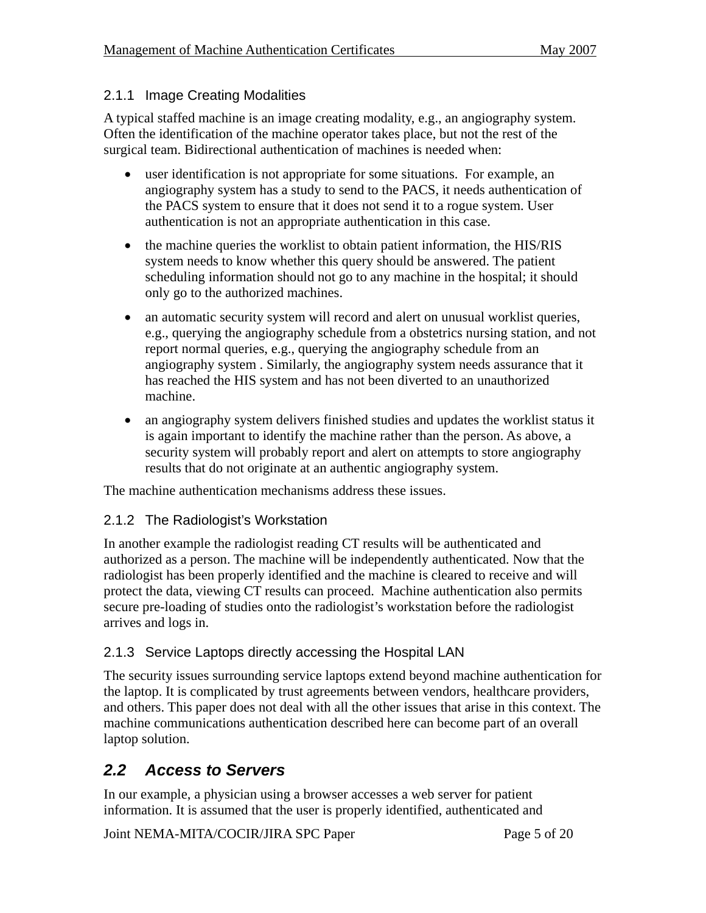### 2.1.1 Image Creating Modalities

A typical staffed machine is an image creating modality, e.g., an angiography system. Often the identification of the machine operator takes place, but not the rest of the surgical team. Bidirectional authentication of machines is needed when:

- user identification is not appropriate for some situations. For example, an angiography system has a study to send to the PACS, it needs authentication of the PACS system to ensure that it does not send it to a rogue system. User authentication is not an appropriate authentication in this case.
- the machine queries the worklist to obtain patient information, the HIS/RIS system needs to know whether this query should be answered. The patient scheduling information should not go to any machine in the hospital; it should only go to the authorized machines.
- an automatic security system will record and alert on unusual worklist queries, e.g., querying the angiography schedule from a obstetrics nursing station, and not report normal queries, e.g., querying the angiography schedule from an angiography system . Similarly, the angiography system needs assurance that it has reached the HIS system and has not been diverted to an unauthorized machine.
- an angiography system delivers finished studies and updates the worklist status it is again important to identify the machine rather than the person. As above, a security system will probably report and alert on attempts to store angiography results that do not originate at an authentic angiography system.

The machine authentication mechanisms address these issues.

### 2.1.2 The Radiologist's Workstation

In another example the radiologist reading CT results will be authenticated and authorized as a person. The machine will be independently authenticated. Now that the radiologist has been properly identified and the machine is cleared to receive and will protect the data, viewing CT results can proceed. Machine authentication also permits secure pre-loading of studies onto the radiologist's workstation before the radiologist arrives and logs in.

### 2.1.3 Service Laptops directly accessing the Hospital LAN

The security issues surrounding service laptops extend beyond machine authentication for the laptop. It is complicated by trust agreements between vendors, healthcare providers, and others. This paper does not deal with all the other issues that arise in this context. The machine communications authentication described here can become part of an overall laptop solution.

## 2.2 Access to Servers

In our example, a physician using a browser accesses a web server for patient information. It is assumed that the user is properly identified, authenticated and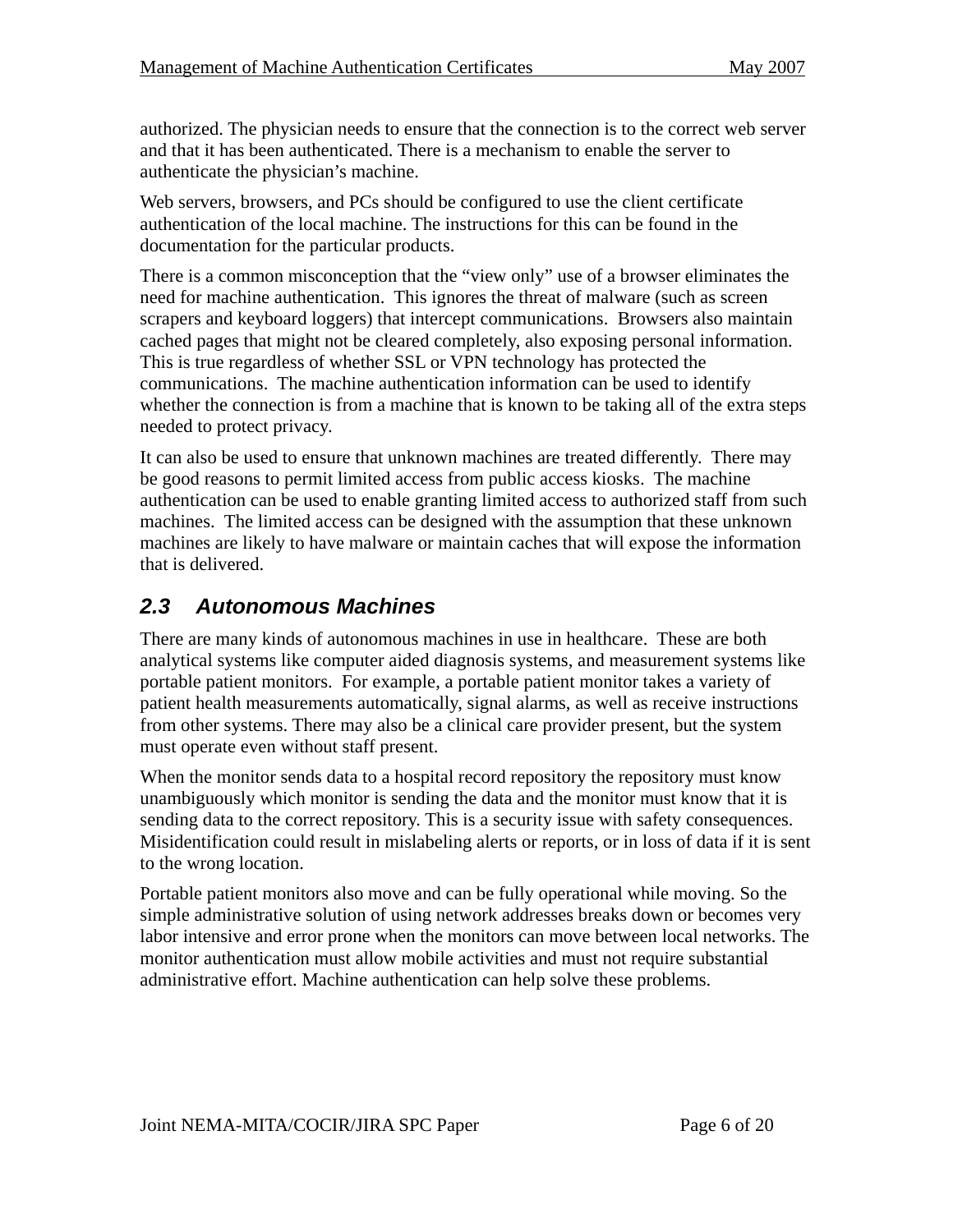authorized. The physician needs to ensure that the connection is to the correct web server and that it has been authenticated. There is a mechanism to enable the server to authenticate the physician's machine.

Web servers, browsers, and PCs should be configured to use the client certificate authentication of the local machine. The instructions for this can be found in the documentation for the particular products.

There is a common misconception that the "view only" use of a browser eliminates the need for machine authentication. This ignores the threat of malware (such as screen scrapers and keyboard loggers) that intercept communications. Browsers also maintain cached pages that might not be cleared completely, also exposing personal information. This is true regardless of whether SSL or VPN technology has protected the communications. The machine authentication information can be used to identify whether the connection is from a machine that is known to be taking all of the extra steps needed to protect privacy.

It can also be used to ensure that unknown machines are treated differently. There may be good reasons to permit limited access from public access kiosks. The machine authentication can be used to enable granting limited access to authorized staff from such machines. The limited access can be designed with the assumption that these unknown machines are likely to have malware or maintain caches that will expose the information that is delivered.

## 2.3 Autonomous Machines

There are many kinds of autonomous machines in use in healthcare. These are both analytical systems like computer aided diagnosis systems, and measurement systems like portable patient monitors. For example, a portable patient monitor takes a variety of patient health measurements automatically, signal alarms, as well as receive instructions from other systems. There may also be a clinical care provider present, but the system must operate even without staff present.

When the monitor sends data to a hospital record repository the repository must know unambiguously which monitor is sending the data and the monitor must know that it is sending data to the correct repository. This is a security issue with safety consequences. Misidentification could result in mislabeling alerts or reports, or in loss of data if it is sent to the wrong location.

Portable patient monitors also move and can be fully operational while moving. So the simple administrative solution of using network addresses breaks down or becomes very labor intensive and error prone when the monitors can move between local networks. The monitor authentication must allow mobile activities and must not require substantial administrative effort. Machine authentication can help solve these problems.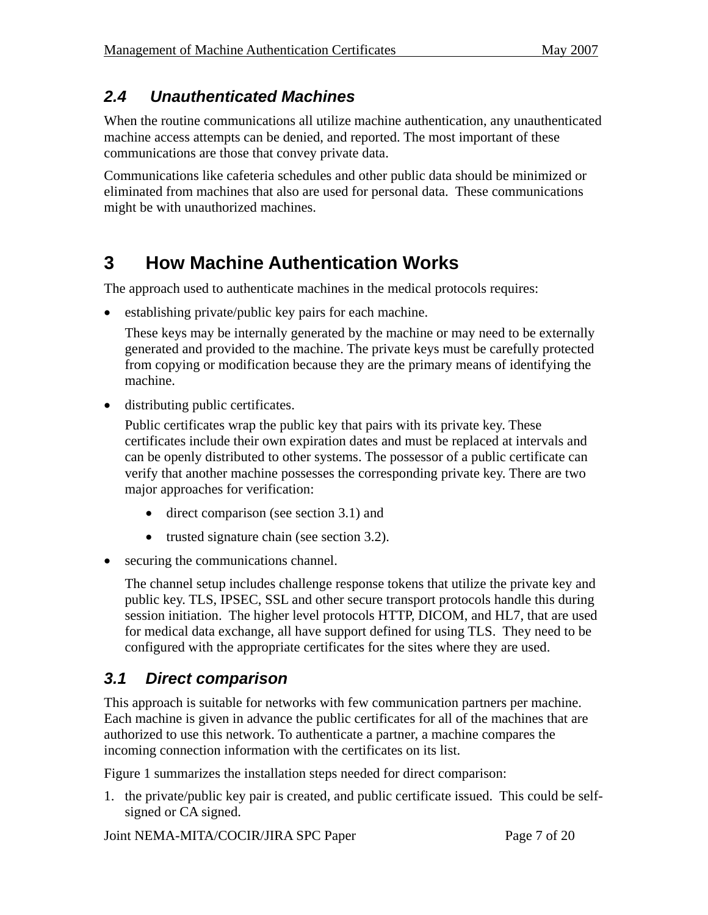### 2.4 Unauthenticated Machines

When the routine communications all utilize machine authentication, any unauthenticated machine access attempts can be denied, and reported. The most important of these communications are those that convey private data.

Communications like cafeteria schedules and other public data should be minimized or eliminated from machines that also are used for personal data. These communications might be with unauthorized machines.

# 3 How Machine Authentication Works

The approach used to authenticate machines in the medical protocols requires:

- establishing private/public key pairs for each machine.

  These keys may be internally generated by the machine or may need to be externally generated and provided to the machine. The private keys must be carefully protected from copying or modification because they are the primary means of identifying the machine.

- distributing public certificates.

  Public certificates wrap the public key that pairs with its private key. These certificates include their own expiration dates and must be replaced at intervals and can be openly distributed to other systems. The possessor of a public certificate can verify that another machine possesses the corresponding private key. There are two major approaches for verification:

  - direct comparison (see section 3.1) and
  - trusted signature chain (see section 3.2).

- securing the communications channel.

  The channel setup includes challenge response tokens that utilize the private key and public key. TLS, IPSEC, SSL and other secure transport protocols handle this during session initiation. The higher level protocols HTTP, DICOM, and HL7, that are used for medical data exchange, all have support defined for using TLS. They need to be configured with the appropriate certificates for the sites where they are used.

### 3.1 Direct comparison

This approach is suitable for networks with few communication partners per machine. Each machine is given in advance the public certificates for all of the machines that are authorized to use this network. To authenticate a partner, a machine compares the incoming connection information with the certificates on its list.

Figure 1 summarizes the installation steps needed for direct comparison:

1. the private/public key pair is created, and public certificate issued. This could be self-signed or CA signed.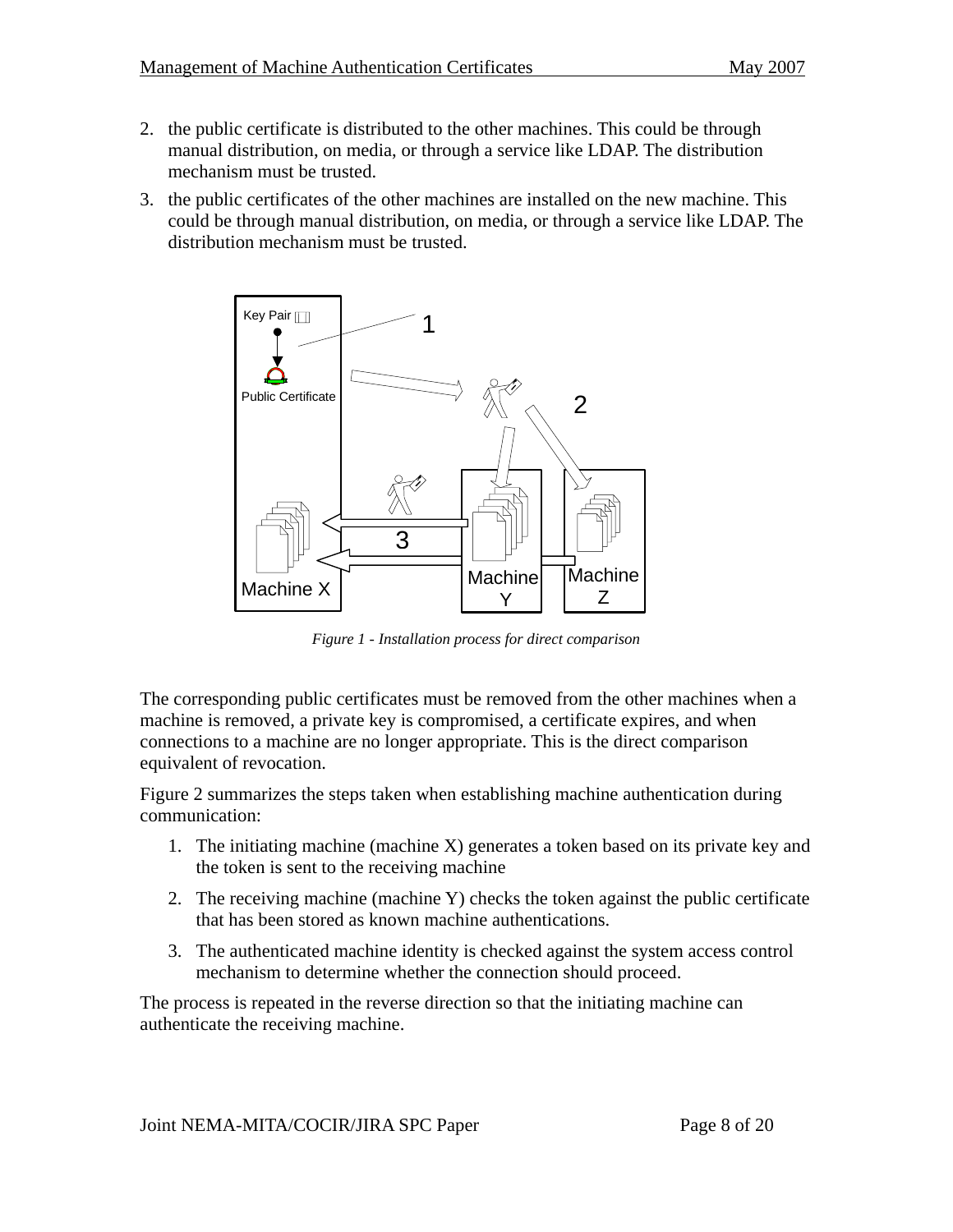2. the public certificate is distributed to the other machines. This could be through manual distribution, on media, or through a service like LDAP. The distribution mechanism must be trusted.
3. the public certificates of the other machines are installed on the new machine. This could be through manual distribution, on media, or through a service like LDAP. The distribution mechanism must be trusted.

*Figure 1 - Installation process for direct comparison*

The corresponding public certificates must be removed from the other machines when a machine is removed, a private key is compromised, a certificate expires, and when connections to a machine are no longer appropriate. This is the direct comparison equivalent of revocation.

Figure 2 summarizes the steps taken when establishing machine authentication during communication:

1. The initiating machine (machine X) generates a token based on its private key and the token is sent to the receiving machine
2. The receiving machine (machine Y) checks the token against the public certificate that has been stored as known machine authentications.
3. The authenticated machine identity is checked against the system access control mechanism to determine whether the connection should proceed.

The process is repeated in the reverse direction so that the initiating machine can authenticate the receiving machine.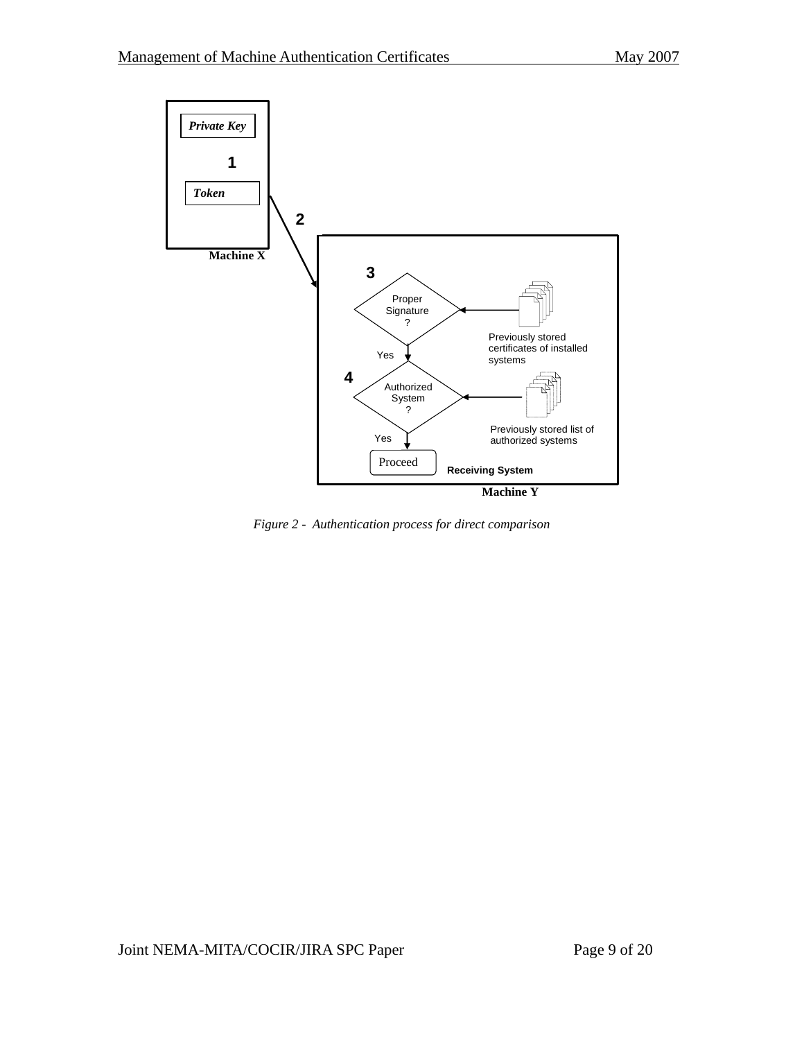*Private Key*

1

*Token*

2

**Machine X**

3

Proper Signature ?

Previously stored certificates of installed systems

Yes

4

Authorized System ?

Previously stored list of authorized systems

Yes

Proceed

**Receiving System**

**Machine Y**

*Figure 2 - Authentication process for direct comparison*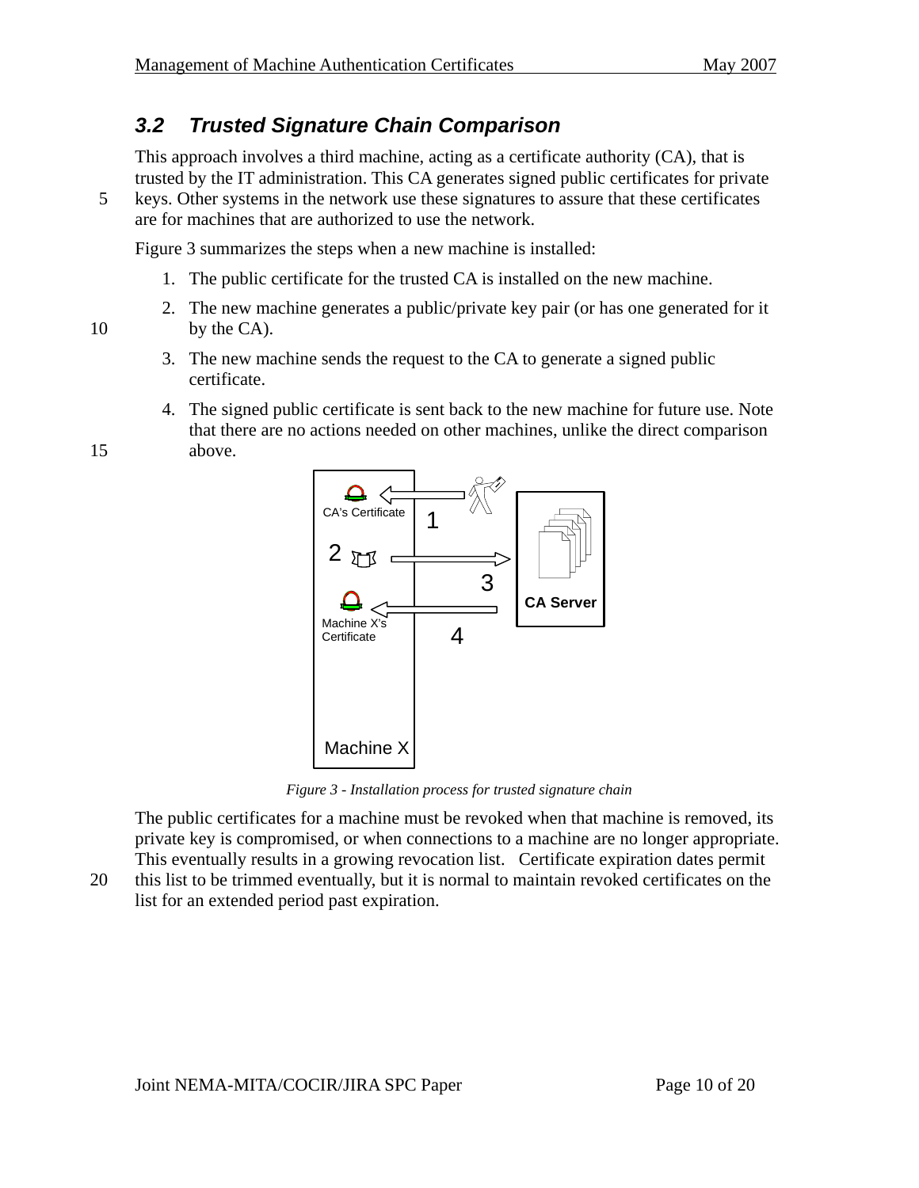### 3.2 Trusted Signature Chain Comparison

This approach involves a third machine, acting as a certificate authority (CA), that is trusted by the IT administration. This CA generates signed public certificates for private keys. Other systems in the network use these signatures to assure that these certificates are for machines that are authorized to use the network.

Figure 3 summarizes the steps when a new machine is installed:

1. The public certificate for the trusted CA is installed on the new machine.
2. The new machine generates a public/private key pair (or has one generated for it by the CA).
3. The new machine sends the request to the CA to generate a signed public certificate.
4. The signed public certificate is sent back to the new machine for future use. Note that there are no actions needed on other machines, unlike the direct comparison above.

*Figure 3 - Installation process for trusted signature chain*

The public certificates for a machine must be revoked when that machine is removed, its private key is compromised, or when connections to a machine are no longer appropriate. This eventually results in a growing revocation list. Certificate expiration dates permit this list to be trimmed eventually, but it is normal to maintain revoked certificates on the list for an extended period past expiration.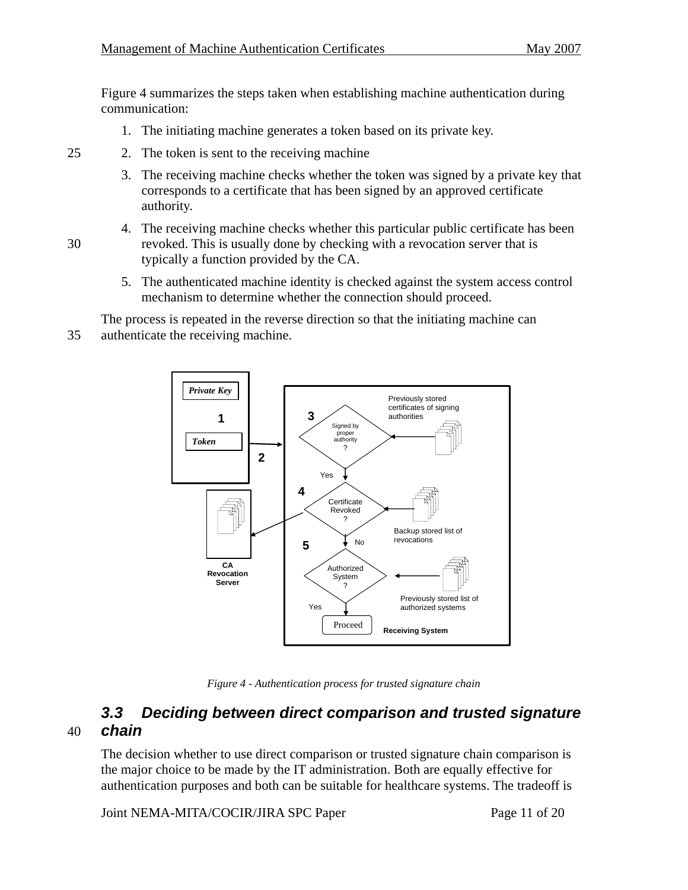Figure 4 summarizes the steps taken when establishing machine authentication during communication:

1. The initiating machine generates a token based on its private key.
2. The token is sent to the receiving machine
3. The receiving machine checks whether the token was signed by a private key that corresponds to a certificate that has been signed by an approved certificate authority.
4. The receiving machine checks whether this particular public certificate has been revoked. This is usually done by checking with a revocation server that is typically a function provided by the CA.
5. The authenticated machine identity is checked against the system access control mechanism to determine whether the connection should proceed.

The process is repeated in the reverse direction so that the initiating machine can authenticate the receiving machine.

*Figure 4 - Authentication process for trusted signature chain*

### 3.3 Deciding between direct comparison and trusted signature chain

The decision whether to use direct comparison or trusted signature chain comparison is the major choice to be made by the IT administration. Both are equally effective for authentication purposes and both can be suitable for healthcare systems. The tradeoff is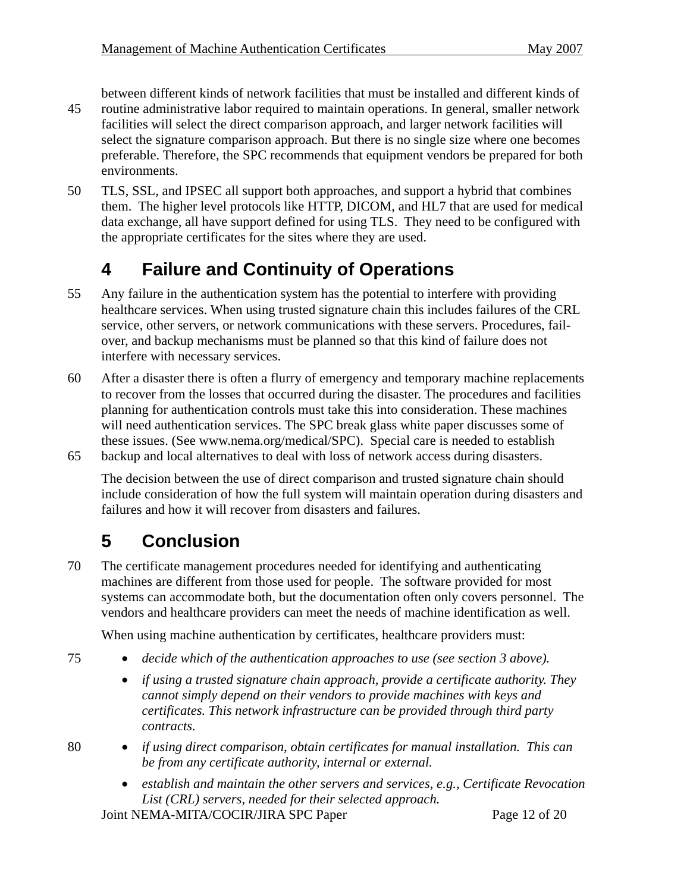between different kinds of network facilities that must be installed and different kinds of routine administrative labor required to maintain operations. In general, smaller network facilities will select the direct comparison approach, and larger network facilities will select the signature comparison approach. But there is no single size where one becomes preferable. Therefore, the SPC recommends that equipment vendors be prepared for both environments.

TLS, SSL, and IPSEC all support both approaches, and support a hybrid that combines them. The higher level protocols like HTTP, DICOM, and HL7 that are used for medical data exchange, all have support defined for using TLS. They need to be configured with the appropriate certificates for the sites where they are used.

# 4 Failure and Continuity of Operations

Any failure in the authentication system has the potential to interfere with providing healthcare services. When using trusted signature chain this includes failures of the CRL service, other servers, or network communications with these servers. Procedures, fail-over, and backup mechanisms must be planned so that this kind of failure does not interfere with necessary services.

After a disaster there is often a flurry of emergency and temporary machine replacements to recover from the losses that occurred during the disaster. The procedures and facilities planning for authentication controls must take this into consideration. These machines will need authentication services. The SPC break glass white paper discusses some of these issues. (See www.nema.org/medical/SPC). Special care is needed to establish backup and local alternatives to deal with loss of network access during disasters.

The decision between the use of direct comparison and trusted signature chain should include consideration of how the full system will maintain operation during disasters and failures and how it will recover from disasters and failures.

# 5 Conclusion

The certificate management procedures needed for identifying and authenticating machines are different from those used for people. The software provided for most systems can accommodate both, but the documentation often only covers personnel. The vendors and healthcare providers can meet the needs of machine identification as well.

When using machine authentication by certificates, healthcare providers must:

- *decide which of the authentication approaches to use (see section 3 above).*
- *if using a trusted signature chain approach, provide a certificate authority. They cannot simply depend on their vendors to provide machines with keys and certificates. This network infrastructure can be provided through third party contracts.*
- *if using direct comparison, obtain certificates for manual installation. This can be from any certificate authority, internal or external.*
- *establish and maintain the other servers and services, e.g., Certificate Revocation List (CRL) servers, needed for their selected approach.*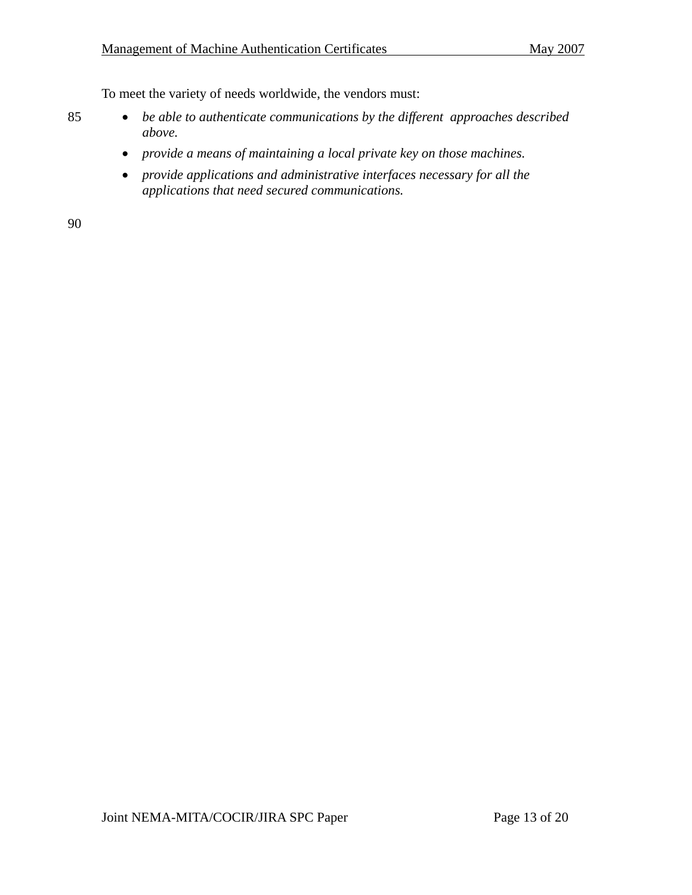To meet the variety of needs worldwide, the vendors must:

- *be able to authenticate communications by the different approaches described above.*
- *provide a means of maintaining a local private key on those machines.*
- *provide applications and administrative interfaces necessary for all the applications that need secured communications.*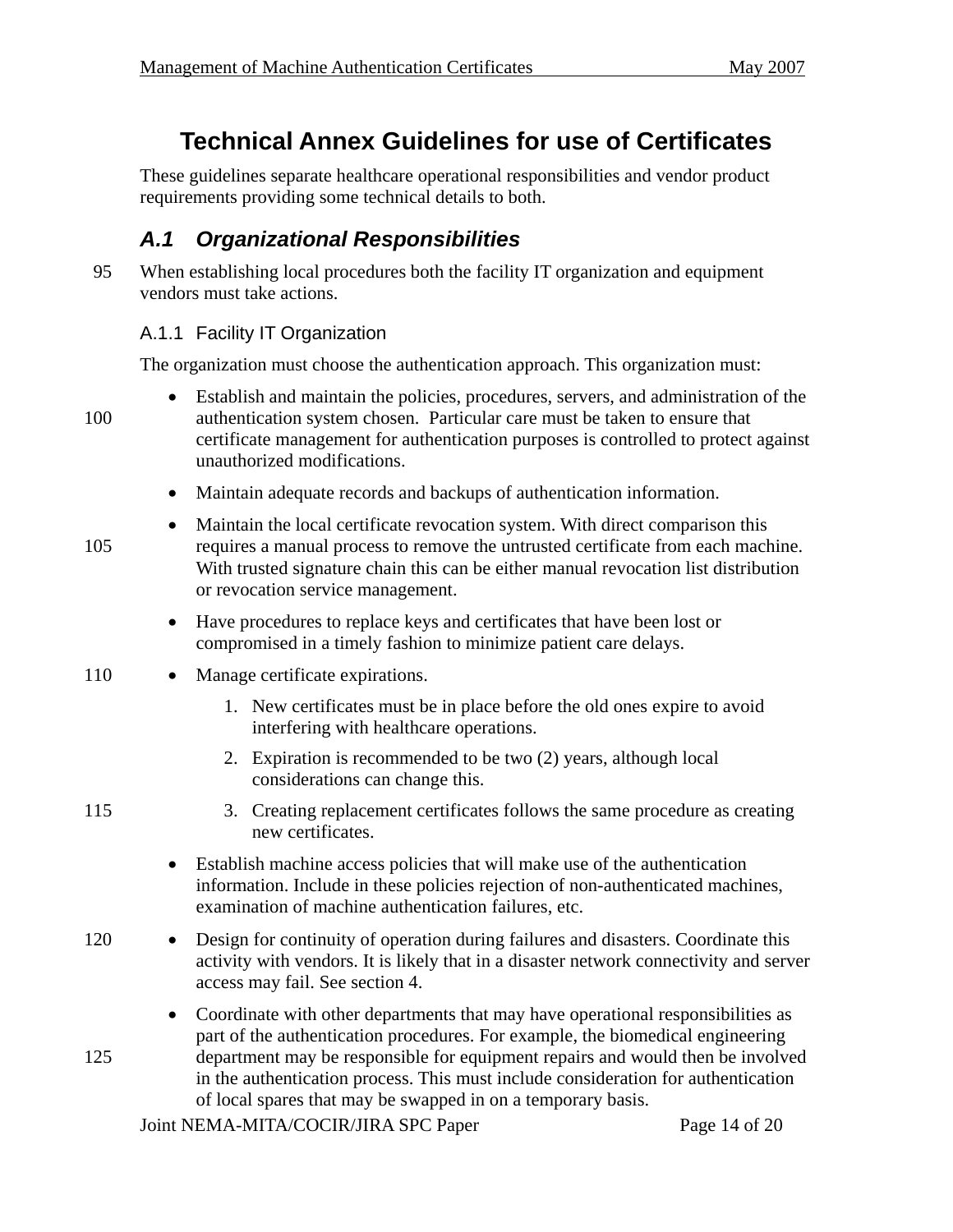# Technical Annex Guidelines for use of Certificates

These guidelines separate healthcare operational responsibilities and vendor product requirements providing some technical details to both.

## *A.1 Organizational Responsibilities*

When establishing local procedures both the facility IT organization and equipment vendors must take actions.

### A.1.1 Facility IT Organization

The organization must choose the authentication approach. This organization must:

- Establish and maintain the policies, procedures, servers, and administration of the authentication system chosen. Particular care must be taken to ensure that certificate management for authentication purposes is controlled to protect against unauthorized modifications.
- Maintain adequate records and backups of authentication information.
- Maintain the local certificate revocation system. With direct comparison this requires a manual process to remove the untrusted certificate from each machine. With trusted signature chain this can be either manual revocation list distribution or revocation service management.
- Have procedures to replace keys and certificates that have been lost or compromised in a timely fashion to minimize patient care delays.
- Manage certificate expirations.
    1. New certificates must be in place before the old ones expire to avoid interfering with healthcare operations.
    2. Expiration is recommended to be two (2) years, although local considerations can change this.
    3. Creating replacement certificates follows the same procedure as creating new certificates.
- Establish machine access policies that will make use of the authentication information. Include in these policies rejection of non-authenticated machines, examination of machine authentication failures, etc.
- Design for continuity of operation during failures and disasters. Coordinate this activity with vendors. It is likely that in a disaster network connectivity and server access may fail. See section 4.
- Coordinate with other departments that may have operational responsibilities as part of the authentication procedures. For example, the biomedical engineering department may be responsible for equipment repairs and would then be involved in the authentication process. This must include consideration for authentication of local spares that may be swapped in on a temporary basis.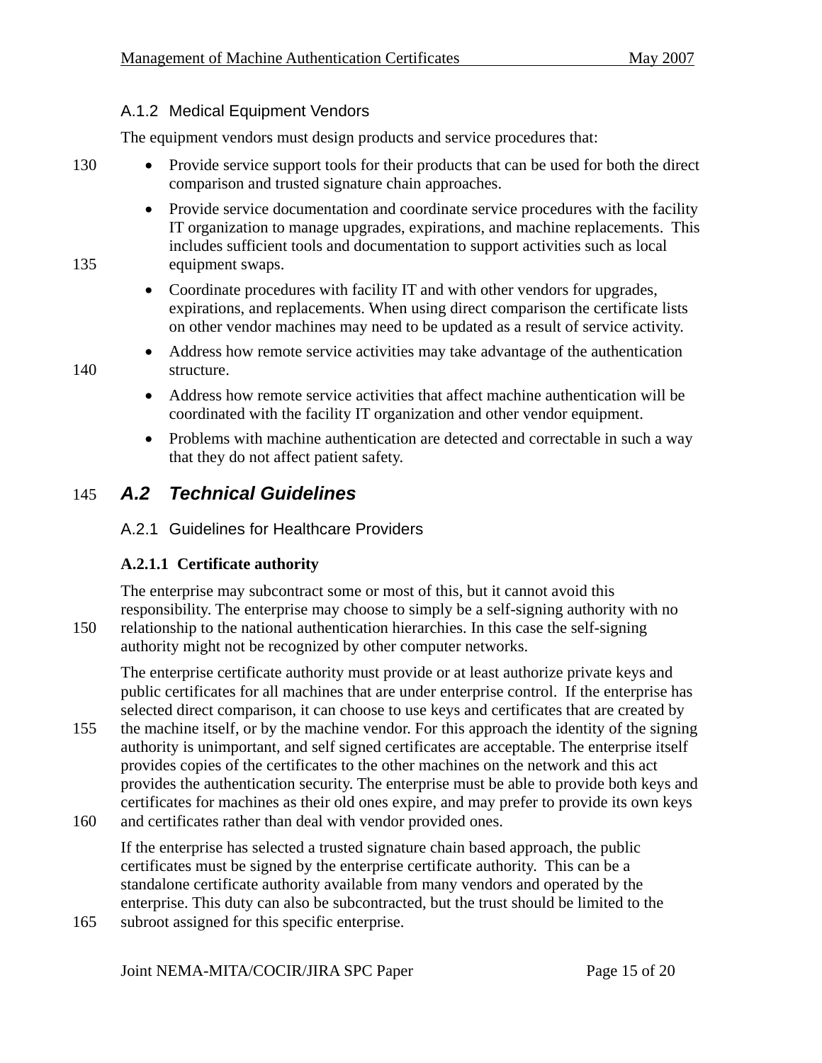### A.1.2 Medical Equipment Vendors

The equipment vendors must design products and service procedures that:

- Provide service support tools for their products that can be used for both the direct comparison and trusted signature chain approaches.
- Provide service documentation and coordinate service procedures with the facility IT organization to manage upgrades, expirations, and machine replacements. This includes sufficient tools and documentation to support activities such as local equipment swaps.
- Coordinate procedures with facility IT and with other vendors for upgrades, expirations, and replacements. When using direct comparison the certificate lists on other vendor machines may need to be updated as a result of service activity.
- Address how remote service activities may take advantage of the authentication structure.
- Address how remote service activities that affect machine authentication will be coordinated with the facility IT organization and other vendor equipment.
- Problems with machine authentication are detected and correctable in such a way that they do not affect patient safety.

## *A.2 Technical Guidelines*

### A.2.1 Guidelines for Healthcare Providers

#### A.2.1.1 Certificate authority

The enterprise may subcontract some or most of this, but it cannot avoid this responsibility. The enterprise may choose to simply be a self-signing authority with no relationship to the national authentication hierarchies. In this case the self-signing authority might not be recognized by other computer networks.

The enterprise certificate authority must provide or at least authorize private keys and public certificates for all machines that are under enterprise control. If the enterprise has selected direct comparison, it can choose to use keys and certificates that are created by the machine itself, or by the machine vendor. For this approach the identity of the signing authority is unimportant, and self signed certificates are acceptable. The enterprise itself provides copies of the certificates to the other machines on the network and this act provides the authentication security. The enterprise must be able to provide both keys and certificates for machines as their old ones expire, and may prefer to provide its own keys and certificates rather than deal with vendor provided ones.

If the enterprise has selected a trusted signature chain based approach, the public certificates must be signed by the enterprise certificate authority. This can be a standalone certificate authority available from many vendors and operated by the enterprise. This duty can also be subcontracted, but the trust should be limited to the subroot assigned for this specific enterprise.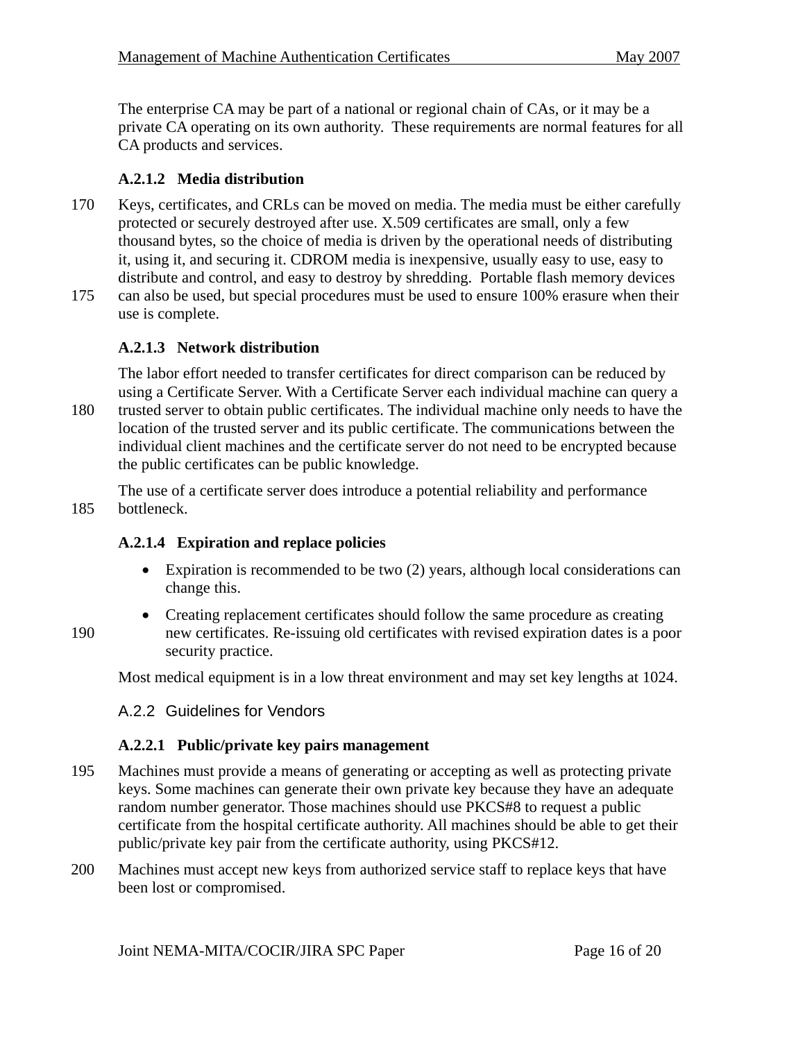The enterprise CA may be part of a national or regional chain of CAs, or it may be a private CA operating on its own authority. These requirements are normal features for all CA products and services.

#### A.2.1.2 Media distribution

Keys, certificates, and CRLs can be moved on media. The media must be either carefully protected or securely destroyed after use. X.509 certificates are small, only a few thousand bytes, so the choice of media is driven by the operational needs of distributing it, using it, and securing it. CDROM media is inexpensive, usually easy to use, easy to distribute and control, and easy to destroy by shredding. Portable flash memory devices can also be used, but special procedures must be used to ensure 100% erasure when their use is complete.

#### A.2.1.3 Network distribution

The labor effort needed to transfer certificates for direct comparison can be reduced by using a Certificate Server. With a Certificate Server each individual machine can query a trusted server to obtain public certificates. The individual machine only needs to have the location of the trusted server and its public certificate. The communications between the individual client machines and the certificate server do not need to be encrypted because the public certificates can be public knowledge.

The use of a certificate server does introduce a potential reliability and performance bottleneck.

#### A.2.1.4 Expiration and replace policies

- Expiration is recommended to be two (2) years, although local considerations can change this.
- Creating replacement certificates should follow the same procedure as creating new certificates. Re-issuing old certificates with revised expiration dates is a poor security practice.

Most medical equipment is in a low threat environment and may set key lengths at 1024.

### A.2.2 Guidelines for Vendors

#### A.2.2.1 Public/private key pairs management

Machines must provide a means of generating or accepting as well as protecting private keys. Some machines can generate their own private key because they have an adequate random number generator. Those machines should use PKCS#8 to request a public certificate from the hospital certificate authority. All machines should be able to get their public/private key pair from the certificate authority, using PKCS#12.

Machines must accept new keys from authorized service staff to replace keys that have been lost or compromised.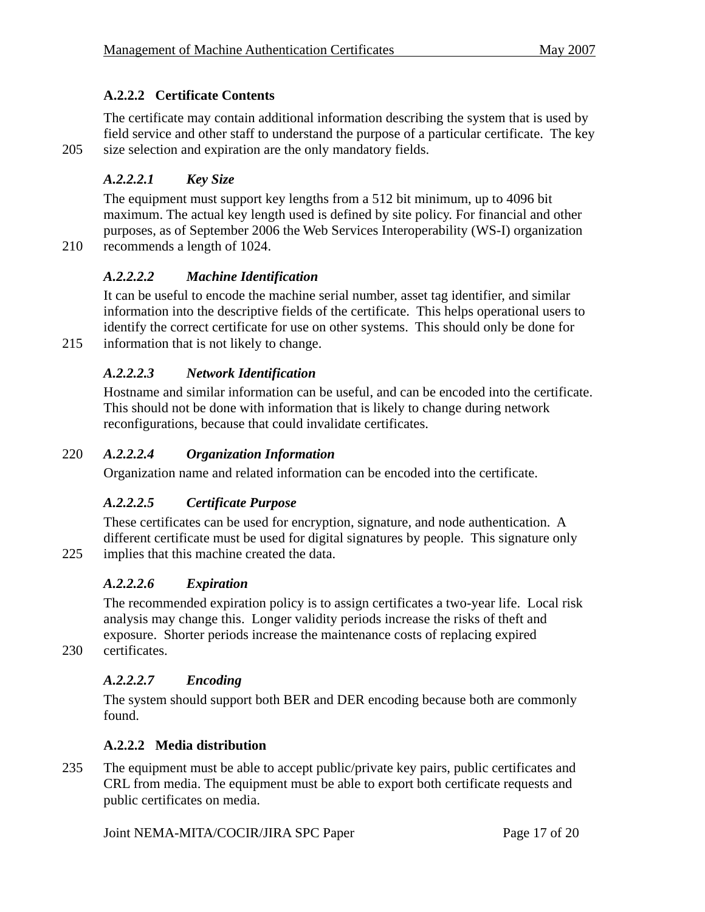### A.2.2.2 Certificate Contents

The certificate may contain additional information describing the system that is used by field service and other staff to understand the purpose of a particular certificate. The key size selection and expiration are the only mandatory fields.

#### *A.2.2.2.1 Key Size*

The equipment must support key lengths from a 512 bit minimum, up to 4096 bit maximum. The actual key length used is defined by site policy. For financial and other purposes, as of September 2006 the Web Services Interoperability (WS-I) organization recommends a length of 1024.

#### *A.2.2.2.2 Machine Identification*

It can be useful to encode the machine serial number, asset tag identifier, and similar information into the descriptive fields of the certificate. This helps operational users to identify the correct certificate for use on other systems. This should only be done for information that is not likely to change.

#### *A.2.2.2.3 Network Identification*

Hostname and similar information can be useful, and can be encoded into the certificate. This should not be done with information that is likely to change during network reconfigurations, because that could invalidate certificates.

#### *A.2.2.2.4 Organization Information*

Organization name and related information can be encoded into the certificate.

#### *A.2.2.2.5 Certificate Purpose*

These certificates can be used for encryption, signature, and node authentication. A different certificate must be used for digital signatures by people. This signature only implies that this machine created the data.

#### *A.2.2.2.6 Expiration*

The recommended expiration policy is to assign certificates a two-year life. Local risk analysis may change this. Longer validity periods increase the risks of theft and exposure. Shorter periods increase the maintenance costs of replacing expired certificates.

#### *A.2.2.2.7 Encoding*

The system should support both BER and DER encoding because both are commonly found.

### A.2.2.2 Media distribution

The equipment must be able to accept public/private key pairs, public certificates and CRL from media. The equipment must be able to export both certificate requests and public certificates on media.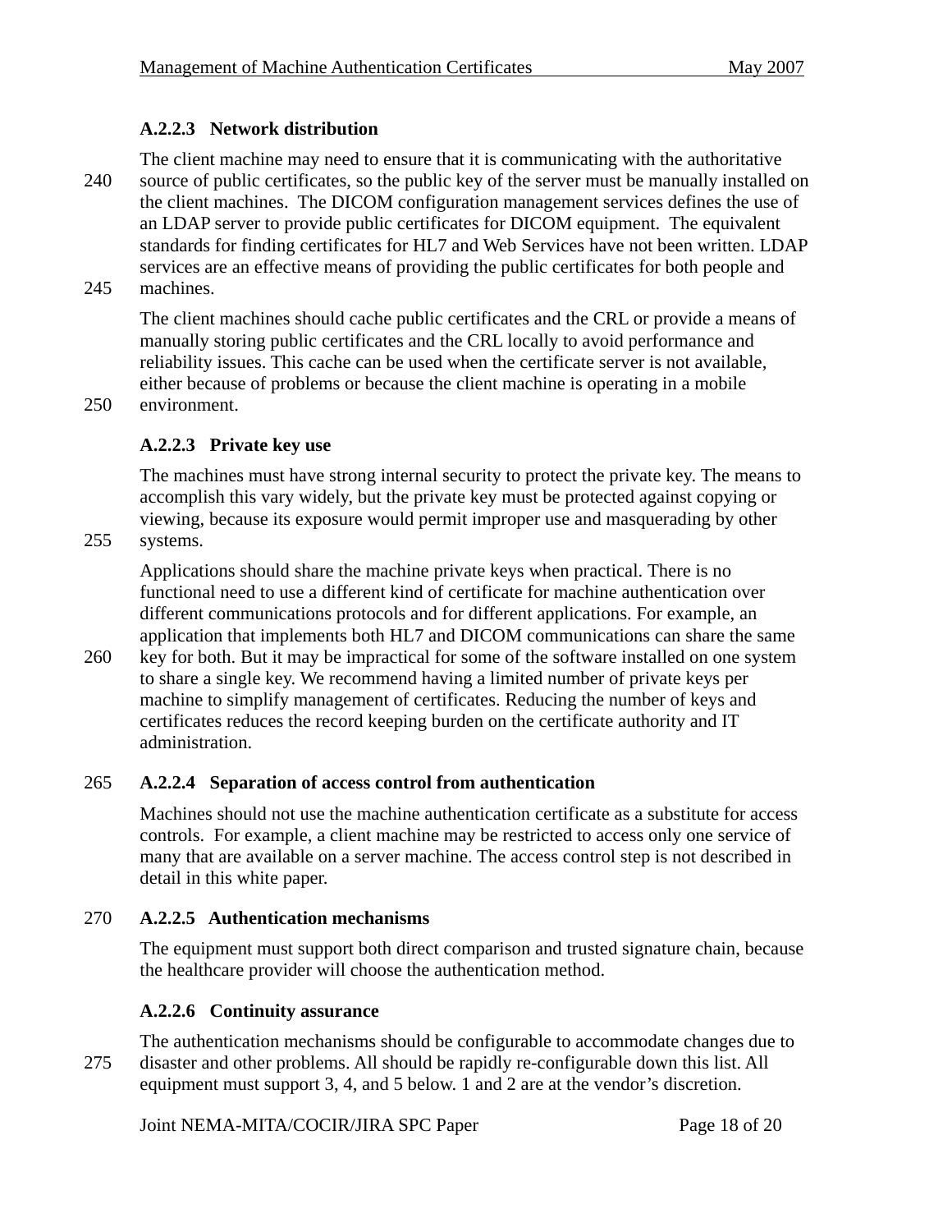#### A.2.2.3 Network distribution

The client machine may need to ensure that it is communicating with the authoritative source of public certificates, so the public key of the server must be manually installed on the client machines. The DICOM configuration management services defines the use of an LDAP server to provide public certificates for DICOM equipment. The equivalent standards for finding certificates for HL7 and Web Services have not been written. LDAP services are an effective means of providing the public certificates for both people and machines.

The client machines should cache public certificates and the CRL or provide a means of manually storing public certificates and the CRL locally to avoid performance and reliability issues. This cache can be used when the certificate server is not available, either because of problems or because the client machine is operating in a mobile environment.

#### A.2.2.3 Private key use

The machines must have strong internal security to protect the private key. The means to accomplish this vary widely, but the private key must be protected against copying or viewing, because its exposure would permit improper use and masquerading by other systems.

Applications should share the machine private keys when practical. There is no functional need to use a different kind of certificate for machine authentication over different communications protocols and for different applications. For example, an application that implements both HL7 and DICOM communications can share the same key for both. But it may be impractical for some of the software installed on one system to share a single key. We recommend having a limited number of private keys per machine to simplify management of certificates. Reducing the number of keys and certificates reduces the record keeping burden on the certificate authority and IT administration.

#### A.2.2.4 Separation of access control from authentication

Machines should not use the machine authentication certificate as a substitute for access controls. For example, a client machine may be restricted to access only one service of many that are available on a server machine. The access control step is not described in detail in this white paper.

#### A.2.2.5 Authentication mechanisms

The equipment must support both direct comparison and trusted signature chain, because the healthcare provider will choose the authentication method.

#### A.2.2.6 Continuity assurance

The authentication mechanisms should be configurable to accommodate changes due to disaster and other problems. All should be rapidly re-configurable down this list. All equipment must support 3, 4, and 5 below. 1 and 2 are at the vendor's discretion.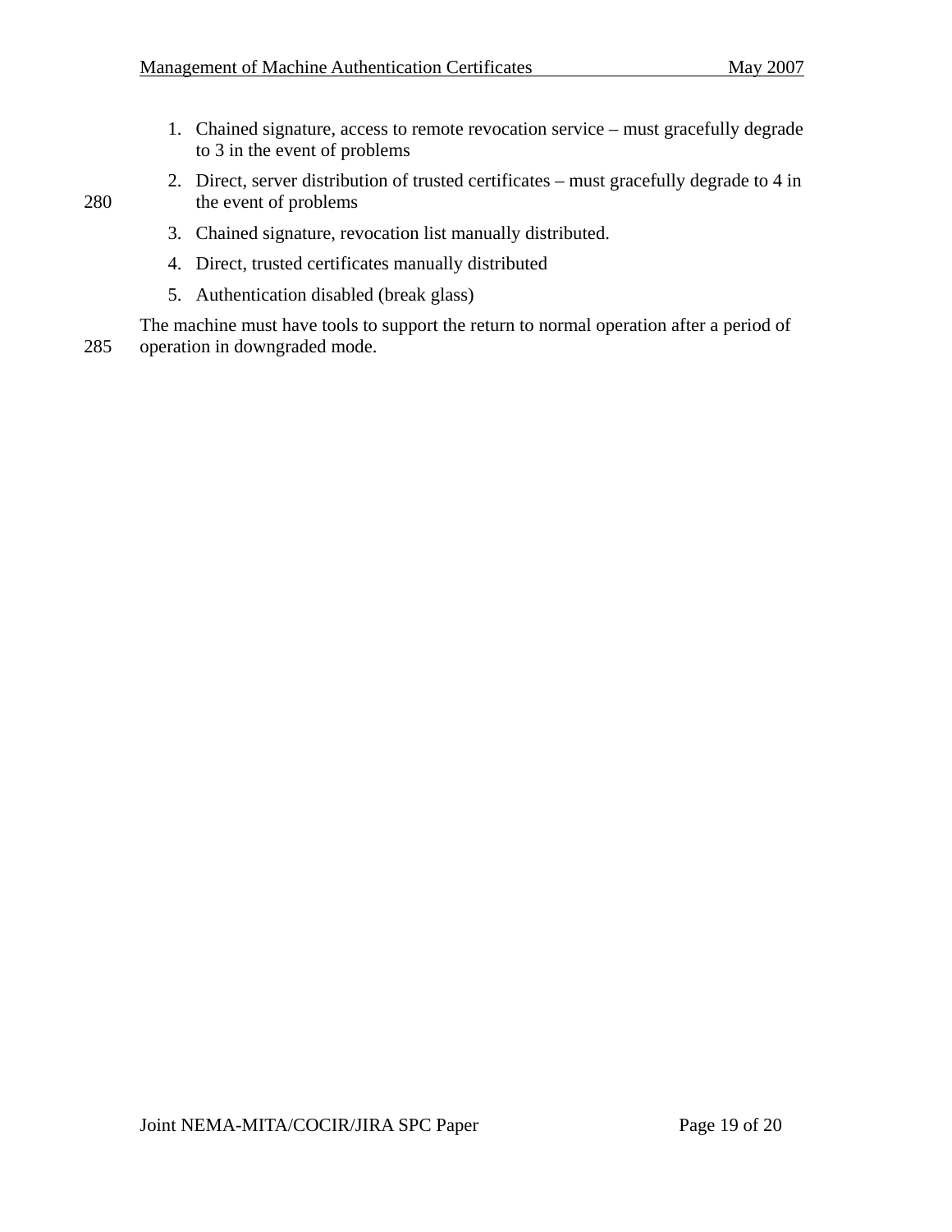1. Chained signature, access to remote revocation service – must gracefully degrade to 3 in the event of problems
2. Direct, server distribution of trusted certificates – must gracefully degrade to 4 in the event of problems
3. Chained signature, revocation list manually distributed.
4. Direct, trusted certificates manually distributed
5. Authentication disabled (break glass)

The machine must have tools to support the return to normal operation after a period of operation in downgraded mode.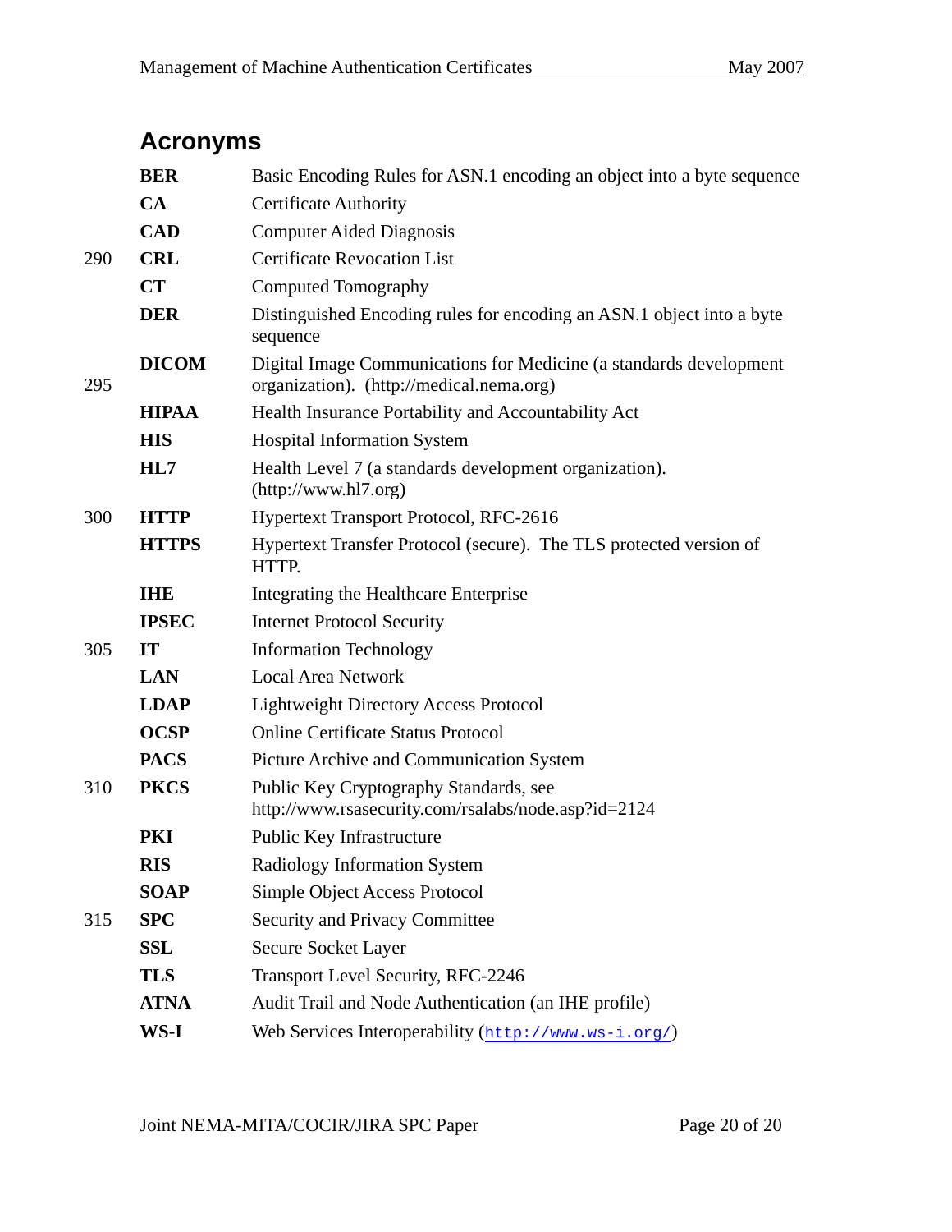## Acronyms

| | |
|---|---|
| **BER** | Basic Encoding Rules for ASN.1 encoding an object into a byte sequence |
| **CA** | Certificate Authority |
| **CAD** | Computer Aided Diagnosis |
| **CRL** | Certificate Revocation List |
| **CT** | Computed Tomography |
| **DER** | Distinguished Encoding rules for encoding an ASN.1 object into a byte sequence |
| **DICOM** | Digital Image Communications for Medicine (a standards development organization). (http://medical.nema.org) |
| **HIPAA** | Health Insurance Portability and Accountability Act |
| **HIS** | Hospital Information System |
| **HL7** | Health Level 7 (a standards development organization). (http://www.hl7.org) |
| **HTTP** | Hypertext Transport Protocol, RFC-2616 |
| **HTTPS** | Hypertext Transfer Protocol (secure). The TLS protected version of HTTP. |
| **IHE** | Integrating the Healthcare Enterprise |
| **IPSEC** | Internet Protocol Security |
| **IT** | Information Technology |
| **LAN** | Local Area Network |
| **LDAP** | Lightweight Directory Access Protocol |
| **OCSP** | Online Certificate Status Protocol |
| **PACS** | Picture Archive and Communication System |
| **PKCS** | Public Key Cryptography Standards, see http://www.rsasecurity.com/rsalabs/node.asp?id=2124 |
| **PKI** | Public Key Infrastructure |
| **RIS** | Radiology Information System |
| **SOAP** | Simple Object Access Protocol |
| **SPC** | Security and Privacy Committee |
| **SSL** | Secure Socket Layer |
| **TLS** | Transport Level Security, RFC-2246 |
| **ATNA** | Audit Trail and Node Authentication (an IHE profile) |
| **WS-I** | Web Services Interoperability (http://www.ws-i.org/) |